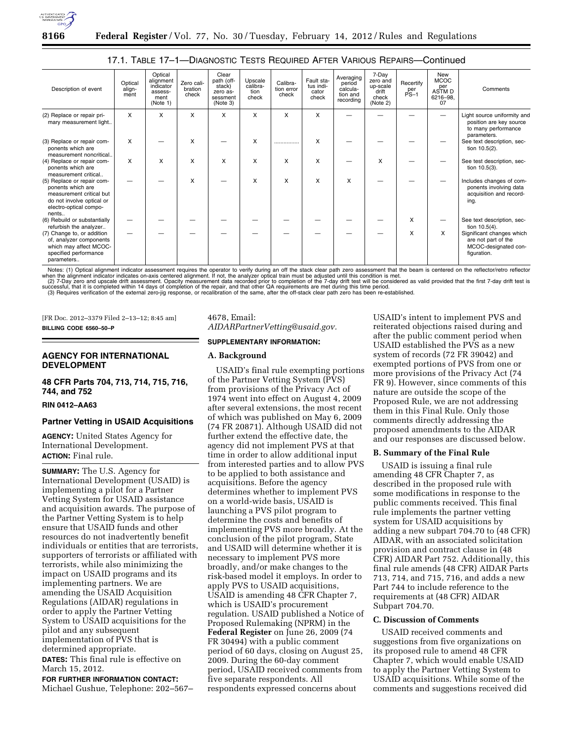## 17.1. Table 17–1—Diagnostic Tests Required After Various Repairs—Continued

| Description of event | Optical alignment | Optical alignment indicator assessment (Note 1) | Zero calibration check | Clear path (off-stack) zero assessment (Note 3) | Upscale calibration check | Calibration error check | Fault status indicator check | Averaging period calculation and recording | 7-Day zero and up-scale drift check (Note 2) | Recertify per PS–1 | New MCOC per ASTM D 6216–98, 07 | Comments |
|---|---|---|---|---|---|---|---|---|---|---|---|---|
| (2) Replace or repair primary measurement light.. | X | X | X | X | X | X | X | — | — | — | — | Light source uniformity and position are key source to many performance parameters. |
| (3) Replace or repair components which are measurement noncritical.. | X | — | X | — | X | ............... | X | — | — | — | — | See text description, section 10.5(2). |
| (4) Replace or repair components which are measurement critical.. | X | X | X | X | X | X | X | — | X | — | — | See text description, section 10.5(3). |
| (5) Replace or repair components which are measurement critical but do not involve optical or electro-optical components.. | — | — | X | — | X | X | X | X | — | — | — | Includes changes of components involving data acquisition and recording. |
| (6) Rebuild or substantially refurbish the analyzer.. | — | — | — | — | — | — | — | — | — | X | — | See text description, section 10.5(4). |
| (7) Change to, or addition of, analyzer components which may affect MCOC-specified performance parameters.. | — | — | — | — | — | — | — | — | — | X | X | Significant changes which are not part of the MCOC-designated configuration. |

Notes: (1) Optical alignment indicator assessment requires the operator to verify during an off the stack clear path zero assessment that the beam is centered on the reflector/retro reflector when the alignment indicator indicates on-axis centered alignment. If not, the analyzer optical train must be adjusted until this condition is met.
(2) 7-Day zero and upscale drift assessment. Opacity measurement data recorded prior to completion of the 7-day drift test will be considered as valid provided that the first 7-day drift test is successful, that it is completed within 14 days of completion of the repair, and that other QA requirements are met during this time period.
(3) Requires verification of the external zero-jig response, or recalibration of the same, after the off-stack clear path zero has been re-established.

[FR Doc. 2012–3379 Filed 2–13–12; 8:45 am]

**BILLING CODE 6560–50–P**

---

## AGENCY FOR INTERNATIONAL DEVELOPMENT

### 48 CFR Parts 704, 713, 714, 715, 716, 744, and 752

**RIN 0412–AA63**

### Partner Vetting in USAID Acquisitions

**AGENCY:** United States Agency for International Development.

**ACTION:** Final rule.

**SUMMARY:** The U.S. Agency for International Development (USAID) is implementing a pilot for a Partner Vetting System for USAID assistance and acquisition awards. The purpose of the Partner Vetting System is to help ensure that USAID funds and other resources do not inadvertently benefit individuals or entities that are terrorists, supporters of terrorists or affiliated with terrorists, while also minimizing the impact on USAID programs and its implementing partners. We are amending the USAID Acquisition Regulations (AIDAR) regulations in order to apply the Partner Vetting System to USAID acquisitions for the pilot and any subsequent implementation of PVS that is determined appropriate.

**DATES:** This final rule is effective on March 15, 2012.

**FOR FURTHER INFORMATION CONTACT:** Michael Gushue, Telephone: 202–567–4678, Email: *AIDARPartnerVetting@usaid.gov.*

**SUPPLEMENTARY INFORMATION:**

### A. Background

USAID's final rule exempting portions of the Partner Vetting System (PVS) from provisions of the Privacy Act of 1974 went into effect on August 4, 2009 after several extensions, the most recent of which was published on May 6, 2009 (74 FR 20871). Although USAID did not further extend the effective date, the agency did not implement PVS at that time in order to allow additional input from interested parties and to allow PVS to be applied to both assistance and acquisitions. Before the agency determines whether to implement PVS on a world-wide basis, USAID is launching a PVS pilot program to determine the costs and benefits of implementing PVS more broadly. At the conclusion of the pilot program, State and USAID will determine whether it is necessary to implement PVS more broadly, and/or make changes to the risk-based model it employs. In order to apply PVS to USAID acquisitions, USAID is amending 48 CFR Chapter 7, which is USAID's procurement regulation. USAID published a Notice of Proposed Rulemaking (NPRM) in the **Federal Register** on June 26, 2009 (74 FR 30494) with a public comment period of 60 days, closing on August 25, 2009. During the 60-day comment period, USAID received comments from five separate respondents. All respondents expressed concerns about USAID's intent to implement PVS and reiterated objections raised during and after the public comment period when USAID established the PVS as a new system of records (72 FR 39042) and exempted portions of PVS from one or more provisions of the Privacy Act (74 FR 9). However, since comments of this nature are outside the scope of the Proposed Rule, we are not addressing them in this Final Rule. Only those comments directly addressing the proposed amendments to the AIDAR and our responses are discussed below.

### B. Summary of the Final Rule

USAID is issuing a final rule amending 48 CFR Chapter 7, as described in the proposed rule with some modifications in response to the public comments received. This final rule implements the partner vetting system for USAID acquisitions by adding a new subpart 704.70 to (48 CFR) AIDAR, with an associated solicitation provision and contract clause in (48 CFR) AIDAR Part 752. Additionally, this final rule amends (48 CFR) AIDAR Parts 713, 714, and 715, 716, and adds a new Part 744 to include reference to the requirements at (48 CFR) AIDAR Subpart 704.70.

### C. Discussion of Comments

USAID received comments and suggestions from five organizations on its proposed rule to amend 48 CFR Chapter 7, which would enable USAID to apply the Partner Vetting System to USAID acquisitions. While some of the comments and suggestions received did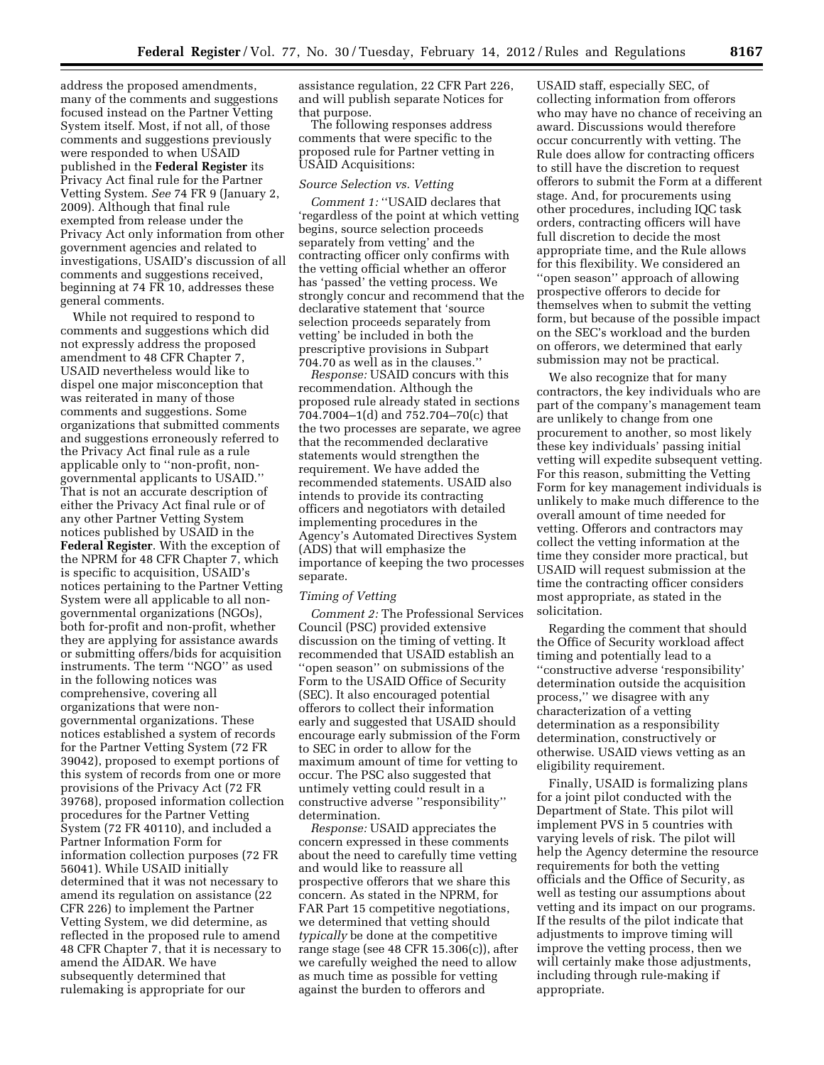address the proposed amendments, many of the comments and suggestions focused instead on the Partner Vetting System itself. Most, if not all, of those comments and suggestions previously were responded to when USAID published in the **Federal Register** its Privacy Act final rule for the Partner Vetting System. *See* 74 FR 9 (January 2, 2009). Although that final rule exempted from release under the Privacy Act only information from other government agencies and related to investigations, USAID's discussion of all comments and suggestions received, beginning at 74 FR 10, addresses these general comments.

While not required to respond to comments and suggestions which did not expressly address the proposed amendment to 48 CFR Chapter 7, USAID nevertheless would like to dispel one major misconception that was reiterated in many of those comments and suggestions. Some organizations that submitted comments and suggestions erroneously referred to the Privacy Act final rule as a rule applicable only to ''non-profit, non-governmental applicants to USAID.'' That is not an accurate description of either the Privacy Act final rule or of any other Partner Vetting System notices published by USAID in the **Federal Register**. With the exception of the NPRM for 48 CFR Chapter 7, which is specific to acquisition, USAID's notices pertaining to the Partner Vetting System were all applicable to all non-governmental organizations (NGOs), both for-profit and non-profit, whether they are applying for assistance awards or submitting offers/bids for acquisition instruments. The term ''NGO'' as used in the following notices was comprehensive, covering all organizations that were non-governmental organizations. These notices established a system of records for the Partner Vetting System (72 FR 39042), proposed to exempt portions of this system of records from one or more provisions of the Privacy Act (72 FR 39768), proposed information collection procedures for the Partner Vetting System (72 FR 40110), and included a Partner Information Form for information collection purposes (72 FR 56041). While USAID initially determined that it was not necessary to amend its regulation on assistance (22 CFR 226) to implement the Partner Vetting System, we did determine, as reflected in the proposed rule to amend 48 CFR Chapter 7, that it is necessary to amend the AIDAR. We have subsequently determined that rulemaking is appropriate for our assistance regulation, 22 CFR Part 226, and will publish separate Notices for that purpose.

The following responses address comments that were specific to the proposed rule for Partner vetting in USAID Acquisitions:

*Source Selection vs. Vetting*

*Comment 1:* ''USAID declares that 'regardless of the point at which vetting begins, source selection proceeds separately from vetting' and the contracting officer only confirms with the vetting official whether an offeror has 'passed' the vetting process. We strongly concur and recommend that the declarative statement that 'source selection proceeds separately from vetting' be included in both the prescriptive provisions in Subpart 704.70 as well as in the clauses.''

*Response:* USAID concurs with this recommendation. Although the proposed rule already stated in sections 704.7004–1(d) and 752.704–70(c) that the two processes are separate, we agree that the recommended declarative statements would strengthen the requirement. We have added the recommended statements. USAID also intends to provide its contracting officers and negotiators with detailed implementing procedures in the Agency's Automated Directives System (ADS) that will emphasize the importance of keeping the two processes separate.

*Timing of Vetting*

*Comment 2:* The Professional Services Council (PSC) provided extensive discussion on the timing of vetting. It recommended that USAID establish an ''open season'' on submissions of the Form to the USAID Office of Security (SEC). It also encouraged potential offerors to collect their information early and suggested that USAID should encourage early submission of the Form to SEC in order to allow for the maximum amount of time for vetting to occur. The PSC also suggested that untimely vetting could result in a constructive adverse ''responsibility'' determination.

*Response:* USAID appreciates the concern expressed in these comments about the need to carefully time vetting and would like to reassure all prospective offerors that we share this concern. As stated in the NPRM, for FAR Part 15 competitive negotiations, we determined that vetting should *typically* be done at the competitive range stage (see 48 CFR 15.306(c)), after we carefully weighed the need to allow as much time as possible for vetting against the burden to offerors and USAID staff, especially SEC, of collecting information from offerors who may have no chance of receiving an award. Discussions would therefore occur concurrently with vetting. The Rule does allow for contracting officers to still have the discretion to request offerors to submit the Form at a different stage. And, for procurements using other procedures, including IQC task orders, contracting officers will have full discretion to decide the most appropriate time, and the Rule allows for this flexibility. We considered an ''open season'' approach of allowing prospective offerors to decide for themselves when to submit the vetting form, but because of the possible impact on the SEC's workload and the burden on offerors, we determined that early submission may not be practical.

We also recognize that for many contractors, the key individuals who are part of the company's management team are unlikely to change from one procurement to another, so most likely these key individuals' passing initial vetting will expedite subsequent vetting. For this reason, submitting the Vetting Form for key management individuals is unlikely to make much difference to the overall amount of time needed for vetting. Offerors and contractors may collect the vetting information at the time they consider more practical, but USAID will request submission at the time the contracting officer considers most appropriate, as stated in the solicitation.

Regarding the comment that should the Office of Security workload affect timing and potentially lead to a ''constructive adverse 'responsibility' determination outside the acquisition process,'' we disagree with any characterization of a vetting determination as a responsibility determination, constructively or otherwise. USAID views vetting as an eligibility requirement.

Finally, USAID is formalizing plans for a joint pilot conducted with the Department of State. This pilot will implement PVS in 5 countries with varying levels of risk. The pilot will help the Agency determine the resource requirements for both the vetting officials and the Office of Security, as well as testing our assumptions about vetting and its impact on our programs. If the results of the pilot indicate that adjustments to improve timing will improve the vetting process, then we will certainly make those adjustments, including through rule-making if appropriate.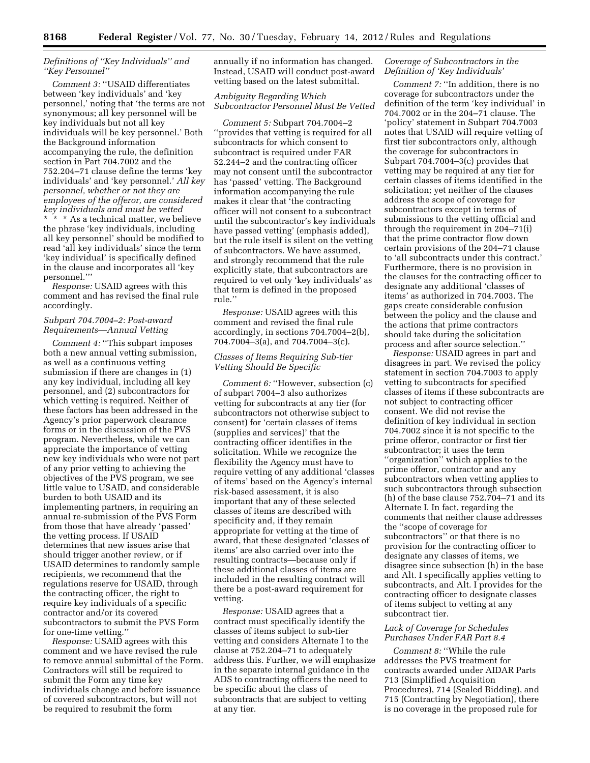*Definitions of ''Key Individuals'' and ''Key Personnel''*

*Comment 3:* ''USAID differentiates between 'key individuals' and 'key personnel,' noting that 'the terms are not synonymous; all key personnel will be key individuals but not all key individuals will be key personnel.' Both the Background information accompanying the rule, the definition section in Part 704.7002 and the 752.204–71 clause define the terms 'key individuals' and 'key personnel.' *All key personnel, whether or not they are employees of the offeror, are considered key individuals and must be vetted* * * * As a technical matter, we believe the phrase 'key individuals, including all key personnel' should be modified to read 'all key individuals' since the term 'key individual' is specifically defined in the clause and incorporates all 'key personnel.'''

*Response:* USAID agrees with this comment and has revised the final rule accordingly.

*Subpart 704.7004–2: Post-award Requirements—Annual Vetting*

*Comment 4:* ''This subpart imposes both a new annual vetting submission, as well as a continuous vetting submission if there are changes in (1) any key individual, including all key personnel, and (2) subcontractors for which vetting is required. Neither of these factors has been addressed in the Agency's prior paperwork clearance forms or in the discussion of the PVS program. Nevertheless, while we can appreciate the importance of vetting new key individuals who were not part of any prior vetting to achieving the objectives of the PVS program, we see little value to USAID, and considerable burden to both USAID and its implementing partners, in requiring an annual re-submission of the PVS Form from those that have already 'passed' the vetting process. If USAID determines that new issues arise that should trigger another review, or if USAID determines to randomly sample recipients, we recommend that the regulations reserve for USAID, through the contracting officer, the right to require key individuals of a specific contractor and/or its covered subcontractors to submit the PVS Form for one-time vetting.''

*Response:* USAID agrees with this comment and we have revised the rule to remove annual submittal of the Form. Contractors will still be required to submit the Form any time key individuals change and before issuance of covered subcontractors, but will not be required to resubmit the form annually if no information has changed. Instead, USAID will conduct post-award vetting based on the latest submittal.

*Ambiguity Regarding Which Subcontractor Personnel Must Be Vetted*

*Comment 5:* Subpart 704.7004–2 ''provides that vetting is required for all subcontracts for which consent to subcontract is required under FAR 52.244–2 and the contracting officer may not consent until the subcontractor has 'passed' vetting. The Background information accompanying the rule makes it clear that 'the contracting officer will not consent to a subcontract until the subcontractor's key individuals have passed vetting' (emphasis added), but the rule itself is silent on the vetting of subcontractors. We have assumed, and strongly recommend that the rule explicitly state, that subcontractors are required to vet only 'key individuals' as that term is defined in the proposed rule.''

*Response:* USAID agrees with this comment and revised the final rule accordingly, in sections 704.7004–2(b), 704.7004–3(a), and 704.7004–3(c).

*Classes of Items Requiring Sub-tier Vetting Should Be Specific*

*Comment 6:* ''However, subsection (c) of subpart 7004–3 also authorizes vetting for subcontracts at any tier (for subcontractors not otherwise subject to consent) for 'certain classes of items (supplies and services)' that the contracting officer identifies in the solicitation. While we recognize the flexibility the Agency must have to require vetting of any additional 'classes of items' based on the Agency's internal risk-based assessment, it is also important that any of these selected classes of items are described with specificity and, if they remain appropriate for vetting at the time of award, that these designated 'classes of items' are also carried over into the resulting contracts—because only if these additional classes of items are included in the resulting contract will there be a post-award requirement for vetting.

*Response:* USAID agrees that a contract must specifically identify the classes of items subject to sub-tier vetting and considers Alternate I to the clause at 752.204–71 to adequately address this. Further, we will emphasize in the separate internal guidance in the ADS to contracting officers the need to be specific about the class of subcontracts that are subject to vetting at any tier.

*Coverage of Subcontractors in the Definition of 'Key Individuals'*

*Comment 7:* ''In addition, there is no coverage for subcontractors under the definition of the term 'key individual' in 704.7002 or in the 204–71 clause. The 'policy' statement in Subpart 704.7003 notes that USAID will require vetting of first tier subcontractors only, although the coverage for subcontractors in Subpart 704.7004–3(c) provides that vetting may be required at any tier for certain classes of items identified in the solicitation; yet neither of the clauses address the scope of coverage for subcontractors except in terms of submissions to the vetting official and through the requirement in 204–71(i) that the prime contractor flow down certain provisions of the 204–71 clause to 'all subcontracts under this contract.' Furthermore, there is no provision in the clauses for the contracting officer to designate any additional 'classes of items' as authorized in 704.7003. The gaps create considerable confusion between the policy and the clause and the actions that prime contractors should take during the solicitation process and after source selection.''

*Response:* USAID agrees in part and disagrees in part. We revised the policy statement in section 704.7003 to apply vetting to subcontracts for specified classes of items if these subcontracts are not subject to contracting officer consent. We did not revise the definition of key individual in section 704.7002 since it is not specific to the prime offeror, contractor or first tier subcontractor; it uses the term ''organization'' which applies to the prime offeror, contractor and any subcontractors when vetting applies to such subcontractors through subsection (h) of the base clause 752.704–71 and its Alternate I. In fact, regarding the comments that neither clause addresses the ''scope of coverage for subcontractors'' or that there is no provision for the contracting officer to designate any classes of items, we disagree since subsection (h) in the base and Alt. I specifically applies vetting to subcontracts, and Alt. I provides for the contracting officer to designate classes of items subject to vetting at any subcontract tier.

*Lack of Coverage for Schedules Purchases Under FAR Part 8.4*

*Comment 8:* ''While the rule addresses the PVS treatment for contracts awarded under AIDAR Parts 713 (Simplified Acquisition Procedures), 714 (Sealed Bidding), and 715 (Contracting by Negotiation), there is no coverage in the proposed rule for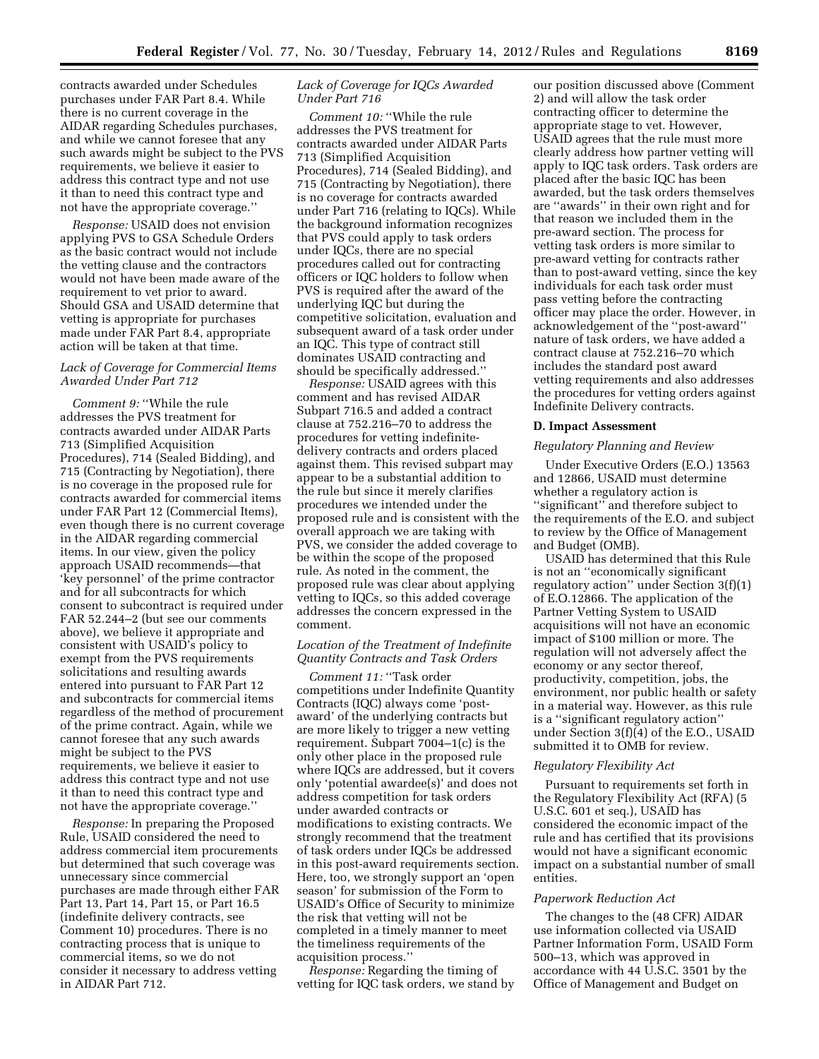contracts awarded under Schedules purchases under FAR Part 8.4. While there is no current coverage in the AIDAR regarding Schedules purchases, and while we cannot foresee that any such awards might be subject to the PVS requirements, we believe it easier to address this contract type and not use it than to need this contract type and not have the appropriate coverage.''

*Response:* USAID does not envision applying PVS to GSA Schedule Orders as the basic contract would not include the vetting clause and the contractors would not have been made aware of the requirement to vet prior to award. Should GSA and USAID determine that vetting is appropriate for purchases made under FAR Part 8.4, appropriate action will be taken at that time.

*Lack of Coverage for Commercial Items Awarded Under Part 712*

*Comment 9:* ''While the rule addresses the PVS treatment for contracts awarded under AIDAR Parts 713 (Simplified Acquisition Procedures), 714 (Sealed Bidding), and 715 (Contracting by Negotiation), there is no coverage in the proposed rule for contracts awarded for commercial items under FAR Part 12 (Commercial Items), even though there is no current coverage in the AIDAR regarding commercial items. In our view, given the policy approach USAID recommends—that 'key personnel' of the prime contractor and for all subcontracts for which consent to subcontract is required under FAR 52.244–2 (but see our comments above), we believe it appropriate and consistent with USAID's policy to exempt from the PVS requirements solicitations and resulting awards entered into pursuant to FAR Part 12 and subcontracts for commercial items regardless of the method of procurement of the prime contract. Again, while we cannot foresee that any such awards might be subject to the PVS requirements, we believe it easier to address this contract type and not use it than to need this contract type and not have the appropriate coverage.''

*Response:* In preparing the Proposed Rule, USAID considered the need to address commercial item procurements but determined that such coverage was unnecessary since commercial purchases are made through either FAR Part 13, Part 14, Part 15, or Part 16.5 (indefinite delivery contracts, see Comment 10) procedures. There is no contracting process that is unique to commercial items, so we do not consider it necessary to address vetting in AIDAR Part 712.

*Lack of Coverage for IQCs Awarded Under Part 716*

*Comment 10:* ''While the rule addresses the PVS treatment for contracts awarded under AIDAR Parts 713 (Simplified Acquisition Procedures), 714 (Sealed Bidding), and 715 (Contracting by Negotiation), there is no coverage for contracts awarded under Part 716 (relating to IQCs). While the background information recognizes that PVS could apply to task orders under IQCs, there are no special procedures called out for contracting officers or IQC holders to follow when PVS is required after the award of the underlying IQC but during the competitive solicitation, evaluation and subsequent award of a task order under an IQC. This type of contract still dominates USAID contracting and should be specifically addressed.''

*Response:* USAID agrees with this comment and has revised AIDAR Subpart 716.5 and added a contract clause at 752.216–70 to address the procedures for vetting indefinite-delivery contracts and orders placed against them. This revised subpart may appear to be a substantial addition to the rule but since it merely clarifies procedures we intended under the proposed rule and is consistent with the overall approach we are taking with PVS, we consider the added coverage to be within the scope of the proposed rule. As noted in the comment, the proposed rule was clear about applying vetting to IQCs, so this added coverage addresses the concern expressed in the comment.

*Location of the Treatment of Indefinite Quantity Contracts and Task Orders*

*Comment 11:* ''Task order competitions under Indefinite Quantity Contracts (IQC) always come 'post-award' of the underlying contracts but are more likely to trigger a new vetting requirement. Subpart 7004–1(c) is the only other place in the proposed rule where IQCs are addressed, but it covers only 'potential awardee(s)' and does not address competition for task orders under awarded contracts or modifications to existing contracts. We strongly recommend that the treatment of task orders under IQCs be addressed in this post-award requirements section. Here, too, we strongly support an 'open season' for submission of the Form to USAID's Office of Security to minimize the risk that vetting will not be completed in a timely manner to meet the timeliness requirements of the acquisition process.''

*Response:* Regarding the timing of vetting for IQC task orders, we stand by our position discussed above (Comment 2) and will allow the task order contracting officer to determine the appropriate stage to vet. However, USAID agrees that the rule must more clearly address how partner vetting will apply to IQC task orders. Task orders are placed after the basic IQC has been awarded, but the task orders themselves are ''awards'' in their own right and for that reason we included them in the pre-award section. The process for vetting task orders is more similar to pre-award vetting for contracts rather than to post-award vetting, since the key individuals for each task order must pass vetting before the contracting officer may place the order. However, in acknowledgement of the ''post-award'' nature of task orders, we have added a contract clause at 752.216–70 which includes the standard post award vetting requirements and also addresses the procedures for vetting orders against Indefinite Delivery contracts.

### D. Impact Assessment

*Regulatory Planning and Review*

Under Executive Orders (E.O.) 13563 and 12866, USAID must determine whether a regulatory action is ''significant'' and therefore subject to the requirements of the E.O. and subject to review by the Office of Management and Budget (OMB).

USAID has determined that this Rule is not an ''economically significant regulatory action'' under Section 3(f)(1) of E.O.12866. The application of the Partner Vetting System to USAID acquisitions will not have an economic impact of $100 million or more. The regulation will not adversely affect the economy or any sector thereof, productivity, competition, jobs, the environment, nor public health or safety in a material way. However, as this rule is a ''significant regulatory action'' under Section 3(f)(4) of the E.O., USAID submitted it to OMB for review.

*Regulatory Flexibility Act*

Pursuant to requirements set forth in the Regulatory Flexibility Act (RFA) (5 U.S.C. 601 et seq.), USAID has considered the economic impact of the rule and has certified that its provisions would not have a significant economic impact on a substantial number of small entities.

*Paperwork Reduction Act*

The changes to the (48 CFR) AIDAR use information collected via USAID Partner Information Form, USAID Form 500–13, which was approved in accordance with 44 U.S.C. 3501 by the Office of Management and Budget on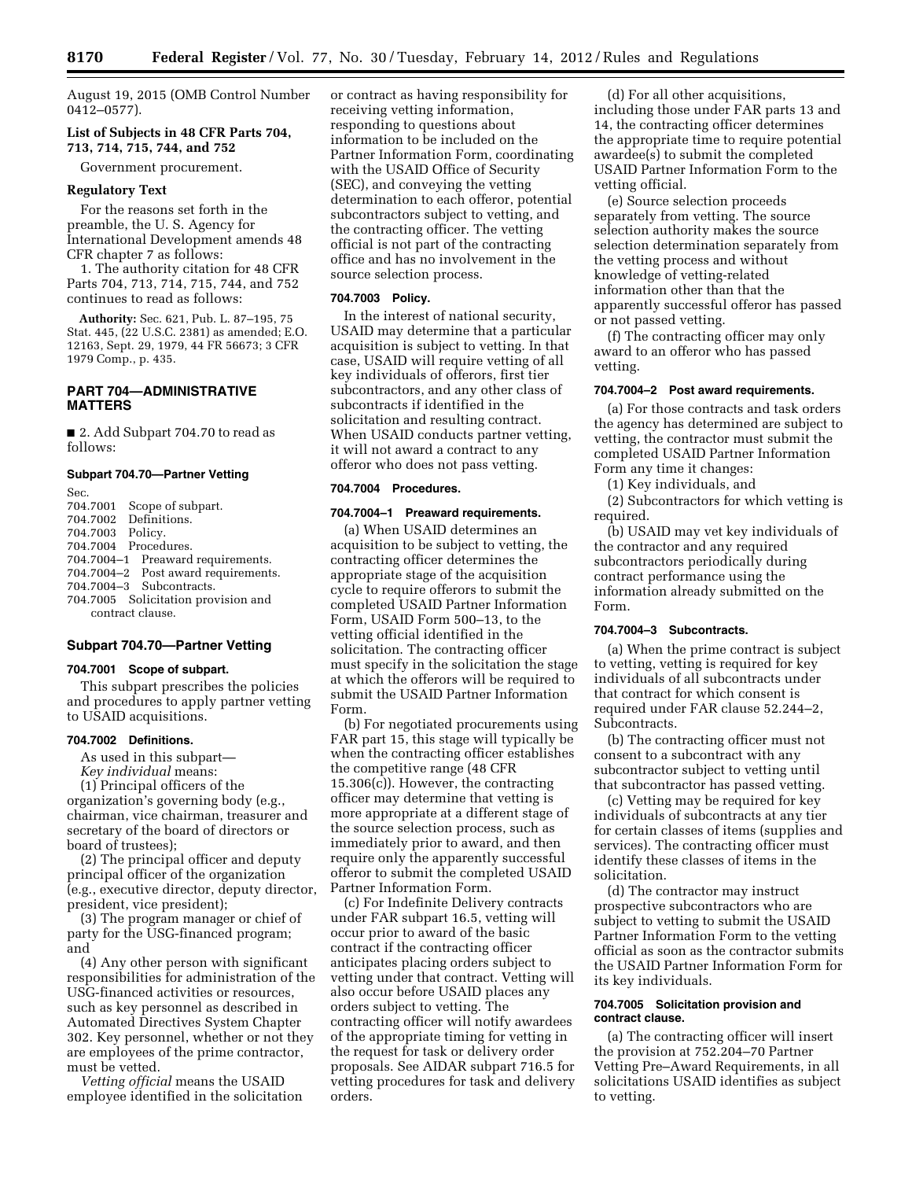August 19, 2015 (OMB Control Number 0412–0577).

**List of Subjects in 48 CFR Parts 704, 713, 714, 715, 744, and 752**

Government procurement.

**Regulatory Text**

For the reasons set forth in the preamble, the U. S. Agency for International Development amends 48 CFR chapter 7 as follows:

1. The authority citation for 48 CFR Parts 704, 713, 714, 715, 744, and 752 continues to read as follows:

**Authority:** Sec. 621, Pub. L. 87–195, 75 Stat. 445, (22 U.S.C. 2381) as amended; E.O. 12163, Sept. 29, 1979, 44 FR 56673; 3 CFR 1979 Comp., p. 435.

## PART 704—ADMINISTRATIVE MATTERS

■ 2. Add Subpart 704.70 to read as follows:

**Subpart 704.70—Partner Vetting**

Sec.
704.7001 Scope of subpart.
704.7002 Definitions.
704.7003 Policy.
704.7004 Procedures.
704.7004–1 Preaward requirements.
704.7004–2 Post award requirements.
704.7004–3 Subcontracts.
704.7005 Solicitation provision and contract clause.

### Subpart 704.70—Partner Vetting

**704.7001 Scope of subpart.**

This subpart prescribes the policies and procedures to apply partner vetting to USAID acquisitions.

**704.7002 Definitions.**

As used in this subpart—

*Key individual* means:

(1) Principal officers of the organization's governing body (e.g., chairman, vice chairman, treasurer and secretary of the board of directors or board of trustees);

(2) The principal officer and deputy principal officer of the organization (e.g., executive director, deputy director, president, vice president);

(3) The program manager or chief of party for the USG-financed program; and

(4) Any other person with significant responsibilities for administration of the USG-financed activities or resources, such as key personnel as described in Automated Directives System Chapter 302. Key personnel, whether or not they are employees of the prime contractor, must be vetted.

*Vetting official* means the USAID employee identified in the solicitation or contract as having responsibility for receiving vetting information, responding to questions about information to be included on the Partner Information Form, coordinating with the USAID Office of Security (SEC), and conveying the vetting determination to each offeror, potential subcontractors subject to vetting, and the contracting officer. The vetting official is not part of the contracting office and has no involvement in the source selection process.

**704.7003 Policy.**

In the interest of national security, USAID may determine that a particular acquisition is subject to vetting. In that case, USAID will require vetting of all key individuals of offerors, first tier subcontractors, and any other class of subcontracts if identified in the solicitation and resulting contract. When USAID conducts partner vetting, it will not award a contract to any offeror who does not pass vetting.

**704.7004 Procedures.**

**704.7004–1 Preaward requirements.**

(a) When USAID determines an acquisition to be subject to vetting, the contracting officer determines the appropriate stage of the acquisition cycle to require offerors to submit the completed USAID Partner Information Form, USAID Form 500–13, to the vetting official identified in the solicitation. The contracting officer must specify in the solicitation the stage at which the offerors will be required to submit the USAID Partner Information Form.

(b) For negotiated procurements using FAR part 15, this stage will typically be when the contracting officer establishes the competitive range (48 CFR 15.306(c)). However, the contracting officer may determine that vetting is more appropriate at a different stage of the source selection process, such as immediately prior to award, and then require only the apparently successful offeror to submit the completed USAID Partner Information Form.

(c) For Indefinite Delivery contracts under FAR subpart 16.5, vetting will occur prior to award of the basic contract if the contracting officer anticipates placing orders subject to vetting under that contract. Vetting will also occur before USAID places any orders subject to vetting. The contracting officer will notify awardees of the appropriate timing for vetting in the request for task or delivery order proposals. See AIDAR subpart 716.5 for vetting procedures for task and delivery orders.

(d) For all other acquisitions, including those under FAR parts 13 and 14, the contracting officer determines the appropriate time to require potential awardee(s) to submit the completed USAID Partner Information Form to the vetting official.

(e) Source selection proceeds separately from vetting. The source selection authority makes the source selection determination separately from the vetting process and without knowledge of vetting-related information other than that the apparently successful offeror has passed or not passed vetting.

(f) The contracting officer may only award to an offeror who has passed vetting.

**704.7004–2 Post award requirements.**

(a) For those contracts and task orders the agency has determined are subject to vetting, the contractor must submit the completed USAID Partner Information Form any time it changes:

(1) Key individuals, and

(2) Subcontractors for which vetting is required.

(b) USAID may vet key individuals of the contractor and any required subcontractors periodically during contract performance using the information already submitted on the Form.

**704.7004–3 Subcontracts.**

(a) When the prime contract is subject to vetting, vetting is required for key individuals of all subcontracts under that contract for which consent is required under FAR clause 52.244–2, Subcontracts.

(b) The contracting officer must not consent to a subcontract with any subcontractor subject to vetting until that subcontractor has passed vetting.

(c) Vetting may be required for key individuals of subcontracts at any tier for certain classes of items (supplies and services). The contracting officer must identify these classes of items in the solicitation.

(d) The contractor may instruct prospective subcontractors who are subject to vetting to submit the USAID Partner Information Form to the vetting official as soon as the contractor submits the USAID Partner Information Form for its key individuals.

**704.7005 Solicitation provision and contract clause.**

(a) The contracting officer will insert the provision at 752.204–70 Partner Vetting Pre–Award Requirements, in all solicitations USAID identifies as subject to vetting.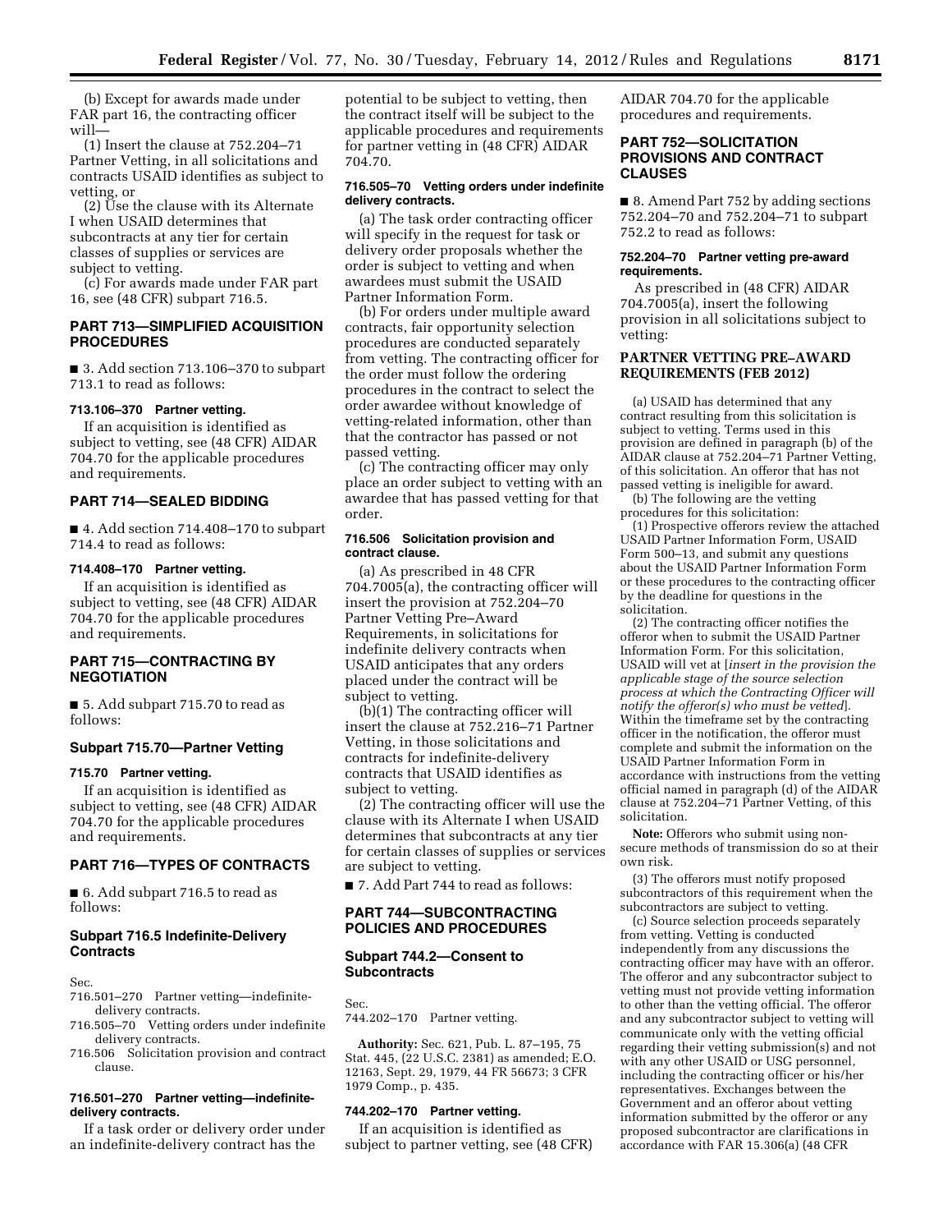(b) Except for awards made under FAR part 16, the contracting officer will—

(1) Insert the clause at 752.204–71 Partner Vetting, in all solicitations and contracts USAID identifies as subject to vetting, or

(2) Use the clause with its Alternate I when USAID determines that subcontracts at any tier for certain classes of supplies or services are subject to vetting.

(c) For awards made under FAR part 16, see (48 CFR) subpart 716.5.

## PART 713—SIMPLIFIED ACQUISITION PROCEDURES

■ 3. Add section 713.106–370 to subpart 713.1 to read as follows:

### 713.106–370 Partner vetting.

If an acquisition is identified as subject to vetting, see (48 CFR) AIDAR 704.70 for the applicable procedures and requirements.

## PART 714—SEALED BIDDING

■ 4. Add section 714.408–170 to subpart 714.4 to read as follows:

### 714.408–170 Partner vetting.

If an acquisition is identified as subject to vetting, see (48 CFR) AIDAR 704.70 for the applicable procedures and requirements.

## PART 715—CONTRACTING BY NEGOTIATION

■ 5. Add subpart 715.70 to read as follows:

### Subpart 715.70—Partner Vetting

### 715.70 Partner vetting.

If an acquisition is identified as subject to vetting, see (48 CFR) AIDAR 704.70 for the applicable procedures and requirements.

## PART 716—TYPES OF CONTRACTS

■ 6. Add subpart 716.5 to read as follows:

### Subpart 716.5 Indefinite-Delivery Contracts

Sec.
716.501–270 Partner vetting—indefinite-delivery contracts.
716.505–70 Vetting orders under indefinite delivery contracts.
716.506 Solicitation provision and contract clause.

### 716.501–270 Partner vetting—indefinite-delivery contracts.

If a task order or delivery order under an indefinite-delivery contract has the potential to be subject to vetting, then the contract itself will be subject to the applicable procedures and requirements for partner vetting in (48 CFR) AIDAR 704.70.

### 716.505–70 Vetting orders under indefinite delivery contracts.

(a) The task order contracting officer will specify in the request for task or delivery order proposals whether the order is subject to vetting and when awardees must submit the USAID Partner Information Form.

(b) For orders under multiple award contracts, fair opportunity selection procedures are conducted separately from vetting. The contracting officer for the order must follow the ordering procedures in the contract to select the order awardee without knowledge of vetting-related information, other than that the contractor has passed or not passed vetting.

(c) The contracting officer may only place an order subject to vetting with an awardee that has passed vetting for that order.

### 716.506 Solicitation provision and contract clause.

(a) As prescribed in 48 CFR 704.7005(a), the contracting officer will insert the provision at 752.204–70 Partner Vetting Pre–Award Requirements, in solicitations for indefinite delivery contracts when USAID anticipates that any orders placed under the contract will be subject to vetting.

(b)(1) The contracting officer will insert the clause at 752.216–71 Partner Vetting, in those solicitations and contracts for indefinite-delivery contracts that USAID identifies as subject to vetting.

(2) The contracting officer will use the clause with its Alternate I when USAID determines that subcontracts at any tier for certain classes of supplies or services are subject to vetting.

■ 7. Add Part 744 to read as follows:

## PART 744—SUBCONTRACTING POLICIES AND PROCEDURES

### Subpart 744.2—Consent to Subcontracts

Sec.
744.202–170 Partner vetting.

**Authority:** Sec. 621, Pub. L. 87–195, 75 Stat. 445, (22 U.S.C. 2381) as amended; E.O. 12163, Sept. 29, 1979, 44 FR 56673; 3 CFR 1979 Comp., p. 435.

### 744.202–170 Partner vetting.

If an acquisition is identified as subject to partner vetting, see (48 CFR) AIDAR 704.70 for the applicable procedures and requirements.

## PART 752—SOLICITATION PROVISIONS AND CONTRACT CLAUSES

■ 8. Amend Part 752 by adding sections 752.204–70 and 752.204–71 to subpart 752.2 to read as follows:

### 752.204–70 Partner vetting pre-award requirements.

As prescribed in (48 CFR) AIDAR 704.7005(a), insert the following provision in all solicitations subject to vetting:

#### PARTNER VETTING PRE–AWARD REQUIREMENTS (FEB 2012)

(a) USAID has determined that any contract resulting from this solicitation is subject to vetting. Terms used in this provision are defined in paragraph (b) of the AIDAR clause at 752.204–71 Partner Vetting, of this solicitation. An offeror that has not passed vetting is ineligible for award.

(b) The following are the vetting procedures for this solicitation:

(1) Prospective offerors review the attached USAID Partner Information Form, USAID Form 500–13, and submit any questions about the USAID Partner Information Form or these procedures to the contracting officer by the deadline for questions in the solicitation.

(2) The contracting officer notifies the offeror when to submit the USAID Partner Information Form. For this solicitation, USAID will vet at [*insert in the provision the applicable stage of the source selection process at which the Contracting Officer will notify the offeror(s) who must be vetted*]. Within the timeframe set by the contracting officer in the notification, the offeror must complete and submit the information on the USAID Partner Information Form in accordance with instructions from the vetting official named in paragraph (d) of the AIDAR clause at 752.204–71 Partner Vetting, of this solicitation.

**Note:** Offerors who submit using non-secure methods of transmission do so at their own risk.

(3) The offerors must notify proposed subcontractors of this requirement when the subcontractors are subject to vetting.

(c) Source selection proceeds separately from vetting. Vetting is conducted independently from any discussions the contracting officer may have with an offeror. The offeror and any subcontractor subject to vetting must not provide vetting information to other than the vetting official. The offeror and any subcontractor subject to vetting will communicate only with the vetting official regarding their vetting submission(s) and not with any other USAID or USG personnel, including the contracting officer or his/her representatives. Exchanges between the Government and an offeror about vetting information submitted by the offeror or any proposed subcontractor are clarifications in accordance with FAR 15.306(a) (48 CFR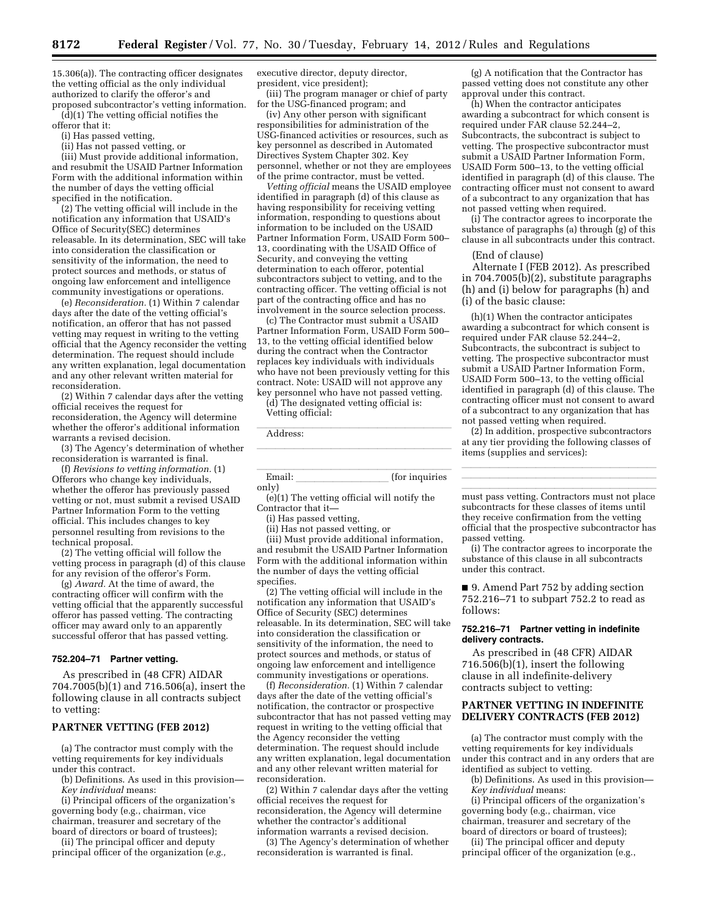15.306(a)). The contracting officer designates the vetting official as the only individual authorized to clarify the offeror's and proposed subcontractor's vetting information.

(d)(1) The vetting official notifies the offeror that it:

(i) Has passed vetting,

(ii) Has not passed vetting, or

(iii) Must provide additional information, and resubmit the USAID Partner Information Form with the additional information within the number of days the vetting official specified in the notification.

(2) The vetting official will include in the notification any information that USAID's Office of Security(SEC) determines releasable. In its determination, SEC will take into consideration the classification or sensitivity of the information, the need to protect sources and methods, or status of ongoing law enforcement and intelligence community investigations or operations.

(e) *Reconsideration.* (1) Within 7 calendar days after the date of the vetting official's notification, an offeror that has not passed vetting may request in writing to the vetting official that the Agency reconsider the vetting determination. The request should include any written explanation, legal documentation and any other relevant written material for reconsideration.

(2) Within 7 calendar days after the vetting official receives the request for reconsideration, the Agency will determine whether the offeror's additional information warrants a revised decision.

(3) The Agency's determination of whether reconsideration is warranted is final.

(f) *Revisions to vetting information.* (1) Offerors who change key individuals, whether the offeror has previously passed vetting or not, must submit a revised USAID Partner Information Form to the vetting official. This includes changes to key personnel resulting from revisions to the technical proposal.

(2) The vetting official will follow the vetting process in paragraph (d) of this clause for any revision of the offeror's Form.

(g) *Award.* At the time of award, the contracting officer will confirm with the vetting official that the apparently successful offeror has passed vetting. The contracting officer may award only to an apparently successful offeror that has passed vetting.

#### 752.204–71 Partner vetting.

As prescribed in (48 CFR) AIDAR 704.7005(b)(1) and 716.506(a), insert the following clause in all contracts subject to vetting:

#### PARTNER VETTING (FEB 2012)

(a) The contractor must comply with the vetting requirements for key individuals under this contract.

(b) Definitions. As used in this provision—

*Key individual* means:

(i) Principal officers of the organization's governing body (e.g., chairman, vice chairman, treasurer and secretary of the board of directors or board of trustees);

(ii) The principal officer and deputy principal officer of the organization (*e.g.,* executive director, deputy director, president, vice president);

(iii) The program manager or chief of party for the USG-financed program; and

(iv) Any other person with significant responsibilities for administration of the USG-financed activities or resources, such as key personnel as described in Automated Directives System Chapter 302. Key personnel, whether or not they are employees of the prime contractor, must be vetted.

*Vetting official* means the USAID employee identified in paragraph (d) of this clause as having responsibility for receiving vetting information, responding to questions about information to be included on the USAID Partner Information Form, USAID Form 500–13, coordinating with the USAID Office of Security, and conveying the vetting determination to each offeror, potential subcontractors subject to vetting, and to the contracting officer. The vetting official is not part of the contracting office and has no involvement in the source selection process.

(c) The Contractor must submit a USAID Partner Information Form, USAID Form 500–13, to the vetting official identified below during the contract when the Contractor replaces key individuals with individuals who have not been previously vetting for this contract. Note: USAID will not approve any key personnel who have not passed vetting.

(d) The designated vetting official is:

Vetting official:

\_\_\_\_\_\_\_\_\_\_\_\_\_\_\_\_\_\_\_\_\_\_\_\_\_\_\_\_\_\_\_\_\_\_\_\_

Address:

\_\_\_\_\_\_\_\_\_\_\_\_\_\_\_\_\_\_\_\_\_\_\_\_\_\_\_\_\_\_\_\_\_\_\_\_

\_\_\_\_\_\_\_\_\_\_\_\_\_\_\_\_\_\_\_\_\_\_\_\_\_\_\_\_\_\_\_\_\_\_\_\_

Email: \_\_\_\_\_\_\_\_\_\_\_\_\_\_\_\_\_\_ (for inquiries only)

(e)(1) The vetting official will notify the Contractor that it—

(i) Has passed vetting,

(ii) Has not passed vetting, or

(iii) Must provide additional information, and resubmit the USAID Partner Information Form with the additional information within the number of days the vetting official specifies.

(2) The vetting official will include in the notification any information that USAID's Office of Security (SEC) determines releasable. In its determination, SEC will take into consideration the classification or sensitivity of the information, the need to protect sources and methods, or status of ongoing law enforcement and intelligence community investigations or operations.

(f) *Reconsideration.* (1) Within 7 calendar days after the date of the vetting official's notification, the contractor or prospective subcontractor that has not passed vetting may request in writing to the vetting official that the Agency reconsider the vetting determination. The request should include any written explanation, legal documentation and any other relevant written material for reconsideration.

(2) Within 7 calendar days after the vetting official receives the request for reconsideration, the Agency will determine whether the contractor's additional information warrants a revised decision.

(3) The Agency's determination of whether reconsideration is warranted is final.

(g) A notification that the Contractor has passed vetting does not constitute any other approval under this contract.

(h) When the contractor anticipates awarding a subcontract for which consent is required under FAR clause 52.244–2, Subcontracts, the subcontract is subject to vetting. The prospective subcontractor must submit a USAID Partner Information Form, USAID Form 500–13, to the vetting official identified in paragraph (d) of this clause. The contracting officer must not consent to award of a subcontract to any organization that has not passed vetting when required.

(i) The contractor agrees to incorporate the substance of paragraphs (a) through (g) of this clause in all subcontracts under this contract.

(End of clause)

Alternate I (FEB 2012). As prescribed in 704.7005(b)(2), substitute paragraphs (h) and (i) below for paragraphs (h) and (i) of the basic clause:

(h)(1) When the contractor anticipates awarding a subcontract for which consent is required under FAR clause 52.244–2, Subcontracts, the subcontract is subject to vetting. The prospective subcontractor must submit a USAID Partner Information Form, USAID Form 500–13, to the vetting official identified in paragraph (d) of this clause. The contracting officer must not consent to award of a subcontract to any organization that has not passed vetting when required.

(2) In addition, prospective subcontractors at any tier providing the following classes of items (supplies and services):

\_\_\_\_\_\_\_\_\_\_\_\_\_\_\_\_\_\_\_\_\_\_\_\_\_\_\_\_\_\_\_\_\_\_\_\_

\_\_\_\_\_\_\_\_\_\_\_\_\_\_\_\_\_\_\_\_\_\_\_\_\_\_\_\_\_\_\_\_\_\_\_\_

\_\_\_\_\_\_\_\_\_\_\_\_\_\_\_\_\_\_\_\_\_\_\_\_\_\_\_\_\_\_\_\_\_\_\_\_

must pass vetting. Contractors must not place subcontracts for these classes of items until they receive confirmation from the vetting official that the prospective subcontractor has passed vetting.

(i) The contractor agrees to incorporate the substance of this clause in all subcontracts under this contract.

■ 9. Amend Part 752 by adding section 752.216–71 to subpart 752.2 to read as follows:

#### 752.216–71 Partner vetting in indefinite delivery contracts.

As prescribed in (48 CFR) AIDAR 716.506(b)(1), insert the following clause in all indefinite-delivery contracts subject to vetting:

#### PARTNER VETTING IN INDEFINITE DELIVERY CONTRACTS (FEB 2012)

(a) The contractor must comply with the vetting requirements for key individuals under this contract and in any orders that are identified as subject to vetting.

(b) Definitions. As used in this provision—

*Key individual* means:

(i) Principal officers of the organization's governing body (e.g., chairman, vice chairman, treasurer and secretary of the board of directors or board of trustees);

(ii) The principal officer and deputy principal officer of the organization (e.g.,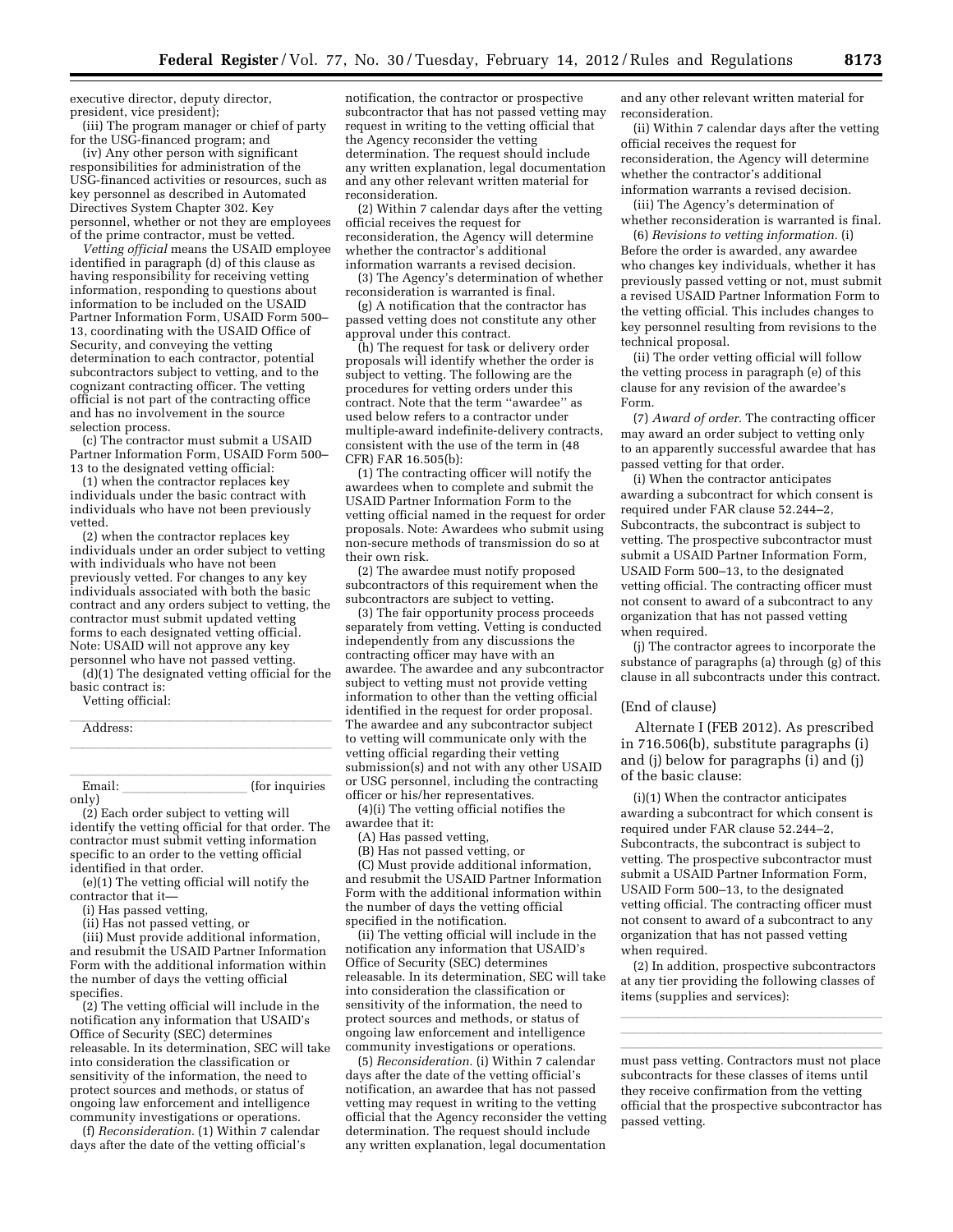executive director, deputy director, president, vice president);

(iii) The program manager or chief of party for the USG-financed program; and

(iv) Any other person with significant responsibilities for administration of the USG-financed activities or resources, such as key personnel as described in Automated Directives System Chapter 302. Key personnel, whether or not they are employees of the prime contractor, must be vetted.

*Vetting official* means the USAID employee identified in paragraph (d) of this clause as having responsibility for receiving vetting information, responding to questions about information to be included on the USAID Partner Information Form, USAID Form 500–13, coordinating with the USAID Office of Security, and conveying the vetting determination to each contractor, potential subcontractors subject to vetting, and to the cognizant contracting officer. The vetting official is not part of the contracting office and has no involvement in the source selection process.

(c) The contractor must submit a USAID Partner Information Form, USAID Form 500–13 to the designated vetting official:

(1) when the contractor replaces key individuals under the basic contract with individuals who have not been previously vetted.

(2) when the contractor replaces key individuals under an order subject to vetting with individuals who have not been previously vetted. For changes to any key individuals associated with both the basic contract and any orders subject to vetting, the contractor must submit updated vetting forms to each designated vetting official. Note: USAID will not approve any key personnel who have not passed vetting.

(d)(1) The designated vetting official for the basic contract is:

Vetting official: \_\_\_\_\_\_\_\_\_\_\_\_\_\_\_\_\_\_\_\_

Address: \_\_\_\_\_\_\_\_\_\_\_\_\_\_\_\_\_\_\_\_

\_\_\_\_\_\_\_\_\_\_\_\_\_\_\_\_\_\_\_\_

Email: \_\_\_\_\_\_\_\_\_\_\_\_\_\_\_\_\_\_\_\_ (for inquiries only)

(2) Each order subject to vetting will identify the vetting official for that order. The contractor must submit vetting information specific to an order to the vetting official identified in that order.

(e)(1) The vetting official will notify the contractor that it—

(i) Has passed vetting,

(ii) Has not passed vetting, or

(iii) Must provide additional information, and resubmit the USAID Partner Information Form with the additional information within the number of days the vetting official specifies.

(2) The vetting official will include in the notification any information that USAID's Office of Security (SEC) determines releasable. In its determination, SEC will take into consideration the classification or sensitivity of the information, the need to protect sources and methods, or status of ongoing law enforcement and intelligence community investigations or operations.

(f) *Reconsideration.* (1) Within 7 calendar days after the date of the vetting official's notification, the contractor or prospective subcontractor that has not passed vetting may request in writing to the vetting official that the Agency reconsider the vetting determination. The request should include any written explanation, legal documentation and any other relevant written material for reconsideration.

(2) Within 7 calendar days after the vetting official receives the request for reconsideration, the Agency will determine whether the contractor's additional information warrants a revised decision.

(3) The Agency's determination of whether reconsideration is warranted is final.

(g) A notification that the contractor has passed vetting does not constitute any other approval under this contract.

(h) The request for task or delivery order proposals will identify whether the order is subject to vetting. The following are the procedures for vetting orders under this contract. Note that the term ''awardee'' as used below refers to a contractor under multiple-award indefinite-delivery contracts, consistent with the use of the term in (48 CFR) FAR 16.505(b):

(1) The contracting officer will notify the awardees when to complete and submit the USAID Partner Information Form to the vetting official named in the request for order proposals. Note: Awardees who submit using non-secure methods of transmission do so at their own risk.

(2) The awardee must notify proposed subcontractors of this requirement when the subcontractors are subject to vetting.

(3) The fair opportunity process proceeds separately from vetting. Vetting is conducted independently from any discussions the contracting officer may have with an awardee. The awardee and any subcontractor subject to vetting must not provide vetting information to other than the vetting official identified in the request for order proposal. The awardee and any subcontractor subject to vetting will communicate only with the vetting official regarding their vetting submission(s) and not with any other USAID or USG personnel, including the contracting officer or his/her representatives.

(4)(i) The vetting official notifies the awardee that it:

(A) Has passed vetting,

(B) Has not passed vetting, or

(C) Must provide additional information, and resubmit the USAID Partner Information Form with the additional information within the number of days the vetting official specified in the notification.

(ii) The vetting official will include in the notification any information that USAID's Office of Security (SEC) determines releasable. In its determination, SEC will take into consideration the classification or sensitivity of the information, the need to protect sources and methods, or status of ongoing law enforcement and intelligence community investigations or operations.

(5) *Reconsideration.* (i) Within 7 calendar days after the date of the vetting official's notification, an awardee that has not passed vetting may request in writing to the vetting official that the Agency reconsider the vetting determination. The request should include any written explanation, legal documentation and any other relevant written material for reconsideration.

(ii) Within 7 calendar days after the vetting official receives the request for reconsideration, the Agency will determine whether the contractor's additional information warrants a revised decision.

(iii) The Agency's determination of whether reconsideration is warranted is final.

(6) *Revisions to vetting information.* (i) Before the order is awarded, any awardee who changes key individuals, whether it has previously passed vetting or not, must submit a revised USAID Partner Information Form to the vetting official. This includes changes to key personnel resulting from revisions to the technical proposal.

(ii) The order vetting official will follow the vetting process in paragraph (e) of this clause for any revision of the awardee's Form.

(7) *Award of order.* The contracting officer may award an order subject to vetting only to an apparently successful awardee that has passed vetting for that order.

(i) When the contractor anticipates awarding a subcontract for which consent is required under FAR clause 52.244–2, Subcontracts, the subcontract is subject to vetting. The prospective subcontractor must submit a USAID Partner Information Form, USAID Form 500–13, to the designated vetting official. The contracting officer must not consent to award of a subcontract to any organization that has not passed vetting when required.

(j) The contractor agrees to incorporate the substance of paragraphs (a) through (g) of this clause in all subcontracts under this contract.

(End of clause)

Alternate I (FEB 2012). As prescribed in 716.506(b), substitute paragraphs (i) and (j) below for paragraphs (i) and (j) of the basic clause:

(i)(1) When the contractor anticipates awarding a subcontract for which consent is required under FAR clause 52.244–2, Subcontracts, the subcontract is subject to vetting. The prospective subcontractor must submit a USAID Partner Information Form, USAID Form 500–13, to the designated vetting official. The contracting officer must not consent to award of a subcontract to any organization that has not passed vetting when required.

(2) In addition, prospective subcontractors at any tier providing the following classes of items (supplies and services):

\_\_\_\_\_\_\_\_\_\_\_\_\_\_\_\_\_\_\_\_

\_\_\_\_\_\_\_\_\_\_\_\_\_\_\_\_\_\_\_\_

\_\_\_\_\_\_\_\_\_\_\_\_\_\_\_\_\_\_\_\_

must pass vetting. Contractors must not place subcontracts for these classes of items until they receive confirmation from the vetting official that the prospective subcontractor has passed vetting.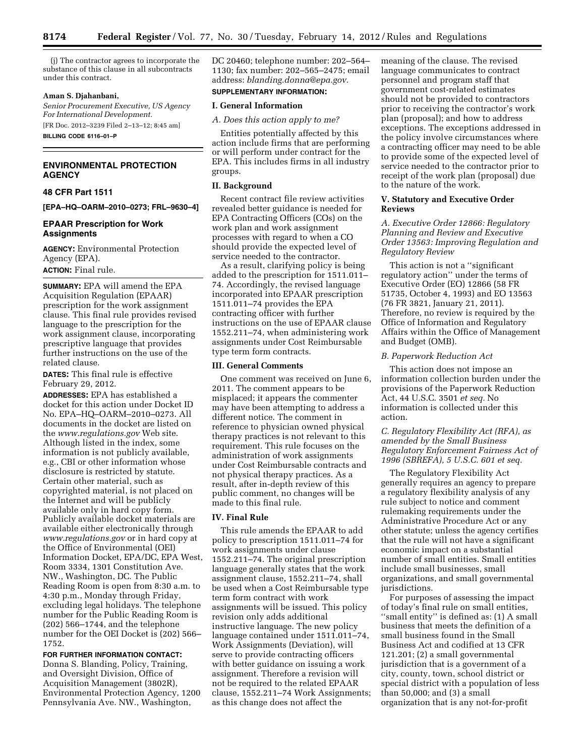(j) The contractor agrees to incorporate the substance of this clause in all subcontracts under this contract.

**Aman S. Djahanbani,**

*Senior Procurement Executive, US Agency For International Development.*

[FR Doc. 2012–3239 Filed 2–13–12; 8:45 am]

**BILLING CODE 6116–01–P**

## ENVIRONMENTAL PROTECTION AGENCY

### 48 CFR Part 1511

**[EPA–HQ–OARM–2010–0273; FRL–9630–4]**

### EPAAR Prescription for Work Assignments

**AGENCY:** Environmental Protection Agency (EPA).

**ACTION:** Final rule.

**SUMMARY:** EPA will amend the EPA Acquisition Regulation (EPAAR) prescription for the work assignment clause. This final rule provides revised language to the prescription for the work assignment clause, incorporating prescriptive language that provides further instructions on the use of the related clause.

**DATES:** This final rule is effective February 29, 2012.

**ADDRESSES:** EPA has established a docket for this action under Docket ID No. EPA–HQ–OARM–2010–0273. All documents in the docket are listed on the *www.regulations.gov* Web site. Although listed in the index, some information is not publicly available, e.g., CBI or other information whose disclosure is restricted by statute. Certain other material, such as copyrighted material, is not placed on the Internet and will be publicly available only in hard copy form. Publicly available docket materials are available either electronically through *www.regulations.gov* or in hard copy at the Office of Environmental (OEI) Information Docket, EPA/DC, EPA West, Room 3334, 1301 Constitution Ave. NW., Washington, DC. The Public Reading Room is open from 8:30 a.m. to 4:30 p.m., Monday through Friday, excluding legal holidays. The telephone number for the Public Reading Room is (202) 566–1744, and the telephone number for the OEI Docket is (202) 566–1752.

**FOR FURTHER INFORMATION CONTACT:** Donna S. Blanding, Policy, Training, and Oversight Division, Office of Acquisition Management (3802R), Environmental Protection Agency, 1200 Pennsylvania Ave. NW., Washington, DC 20460; telephone number: 202–564–1130; fax number: 202–565–2475; email address: *blanding.donna@epa.gov.*

**SUPPLEMENTARY INFORMATION:**

#### I. General Information

*A. Does this action apply to me?*

Entities potentially affected by this action include firms that are performing or will perform under contract for the EPA. This includes firms in all industry groups.

#### II. Background

Recent contract file review activities revealed better guidance is needed for EPA Contracting Officers (COs) on the work plan and work assignment processes with regard to when a CO should provide the expected level of service needed to the contractor.

As a result, clarifying policy is being added to the prescription for 1511.011–74. Accordingly, the revised language incorporated into EPAAR prescription 1511.011–74 provides the EPA contracting officer with further instructions on the use of EPAAR clause 1552.211–74, when administering work assignments under Cost Reimbursable type term form contracts.

#### III. General Comments

One comment was received on June 6, 2011. The comment appears to be misplaced; it appears the commenter may have been attempting to address a different notice. The comment in reference to physician owned physical therapy practices is not relevant to this requirement. This rule focuses on the administration of work assignments under Cost Reimbursable contracts and not physical therapy practices. As a result, after in-depth review of this public comment, no changes will be made to this final rule.

#### IV. Final Rule

This rule amends the EPAAR to add policy to prescription 1511.011–74 for work assignments under clause 1552.211–74. The original prescription language generally states that the work assignment clause, 1552.211–74, shall be used when a Cost Reimbursable type term form contract with work assignments will be issued. This policy revision only adds additional instructive language. The new policy language contained under 1511.011–74, Work Assignments (Deviation), will serve to provide contracting officers with better guidance on issuing a work assignment. Therefore a revision will not be required to the related EPAAR clause, 1552.211–74 Work Assignments; as this change does not affect the meaning of the clause. The revised language communicates to contract personnel and program staff that government cost-related estimates should not be provided to contractors prior to receiving the contractor's work plan (proposal); and how to address exceptions. The exceptions addressed in the policy involve circumstances where a contracting officer may need to be able to provide some of the expected level of service needed to the contractor prior to receipt of the work plan (proposal) due to the nature of the work.

#### V. Statutory and Executive Order Reviews

*A. Executive Order 12866: Regulatory Planning and Review and Executive Order 13563: Improving Regulation and Regulatory Review*

This action is not a ''significant regulatory action'' under the terms of Executive Order (EO) 12866 (58 FR 51735, October 4, 1993) and EO 13563 (76 FR 3821, January 21, 2011). Therefore, no review is required by the Office of Information and Regulatory Affairs within the Office of Management and Budget (OMB).

*B. Paperwork Reduction Act*

This action does not impose an information collection burden under the provisions of the Paperwork Reduction Act, 44 U.S.C. 3501 *et seq.* No information is collected under this action.

*C. Regulatory Flexibility Act (RFA), as amended by the Small Business Regulatory Enforcement Fairness Act of 1996 (SBREFA), 5 U.S.C. 601 et seq.*

The Regulatory Flexibility Act generally requires an agency to prepare a regulatory flexibility analysis of any rule subject to notice and comment rulemaking requirements under the Administrative Procedure Act or any other statute; unless the agency certifies that the rule will not have a significant economic impact on a substantial number of small entities. Small entities include small businesses, small organizations, and small governmental jurisdictions.

For purposes of assessing the impact of today's final rule on small entities, ''small entity'' is defined as: (1) A small business that meets the definition of a small business found in the Small Business Act and codified at 13 CFR 121.201; (2) a small governmental jurisdiction that is a government of a city, county, town, school district or special district with a population of less than 50,000; and (3) a small organization that is any not-for-profit